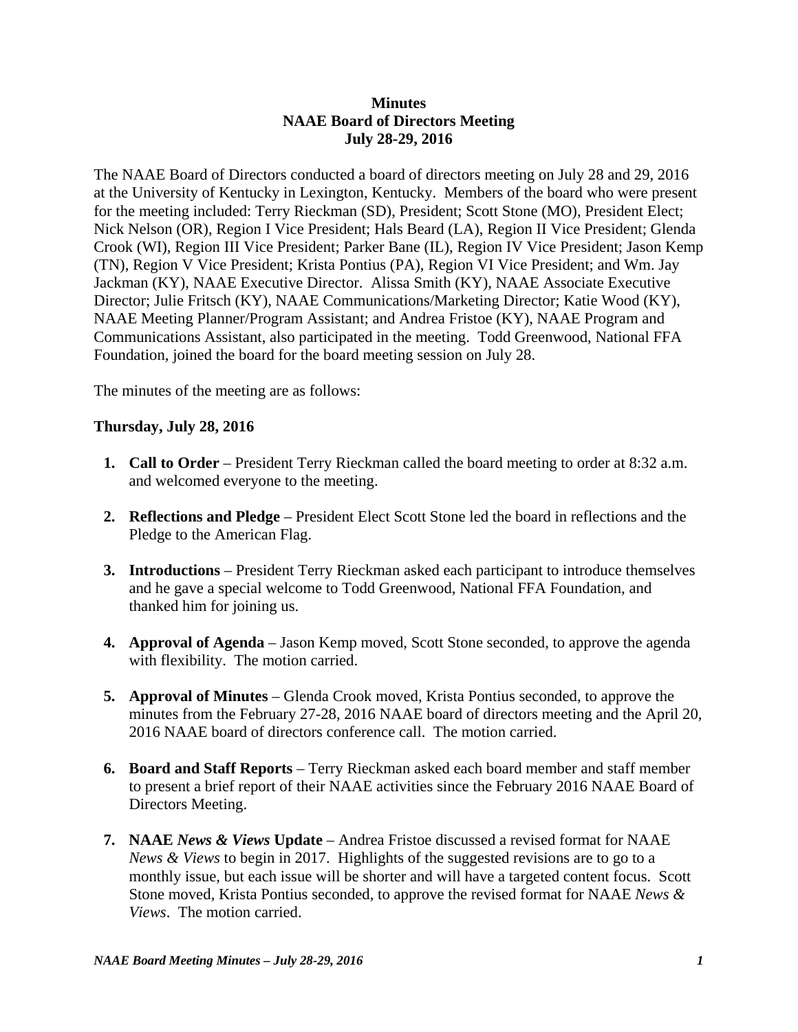**Minutes**
**NAAE Board of Directors Meeting**
**July 28-29, 2016**

The NAAE Board of Directors conducted a board of directors meeting on July 28 and 29, 2016 at the University of Kentucky in Lexington, Kentucky. Members of the board who were present for the meeting included: Terry Rieckman (SD), President; Scott Stone (MO), President Elect; Nick Nelson (OR), Region I Vice President; Hals Beard (LA), Region II Vice President; Glenda Crook (WI), Region III Vice President; Parker Bane (IL), Region IV Vice President; Jason Kemp (TN), Region V Vice President; Krista Pontius (PA), Region VI Vice President; and Wm. Jay Jackman (KY), NAAE Executive Director. Alissa Smith (KY), NAAE Associate Executive Director; Julie Fritsch (KY), NAAE Communications/Marketing Director; Katie Wood (KY), NAAE Meeting Planner/Program Assistant; and Andrea Fristoe (KY), NAAE Program and Communications Assistant, also participated in the meeting. Todd Greenwood, National FFA Foundation, joined the board for the board meeting session on July 28.

The minutes of the meeting are as follows:

**Thursday, July 28, 2016**

1. **Call to Order** – President Terry Rieckman called the board meeting to order at 8:32 a.m. and welcomed everyone to the meeting.

2. **Reflections and Pledge** – President Elect Scott Stone led the board in reflections and the Pledge to the American Flag.

3. **Introductions** – President Terry Rieckman asked each participant to introduce themselves and he gave a special welcome to Todd Greenwood, National FFA Foundation, and thanked him for joining us.

4. **Approval of Agenda** – Jason Kemp moved, Scott Stone seconded, to approve the agenda with flexibility. The motion carried.

5. **Approval of Minutes** – Glenda Crook moved, Krista Pontius seconded, to approve the minutes from the February 27-28, 2016 NAAE board of directors meeting and the April 20, 2016 NAAE board of directors conference call. The motion carried.

6. **Board and Staff Reports** – Terry Rieckman asked each board member and staff member to present a brief report of their NAAE activities since the February 2016 NAAE Board of Directors Meeting.

7. **NAAE *News & Views* Update** – Andrea Fristoe discussed a revised format for NAAE *News & Views* to begin in 2017. Highlights of the suggested revisions are to go to a monthly issue, but each issue will be shorter and will have a targeted content focus. Scott Stone moved, Krista Pontius seconded, to approve the revised format for NAAE *News & Views*. The motion carried.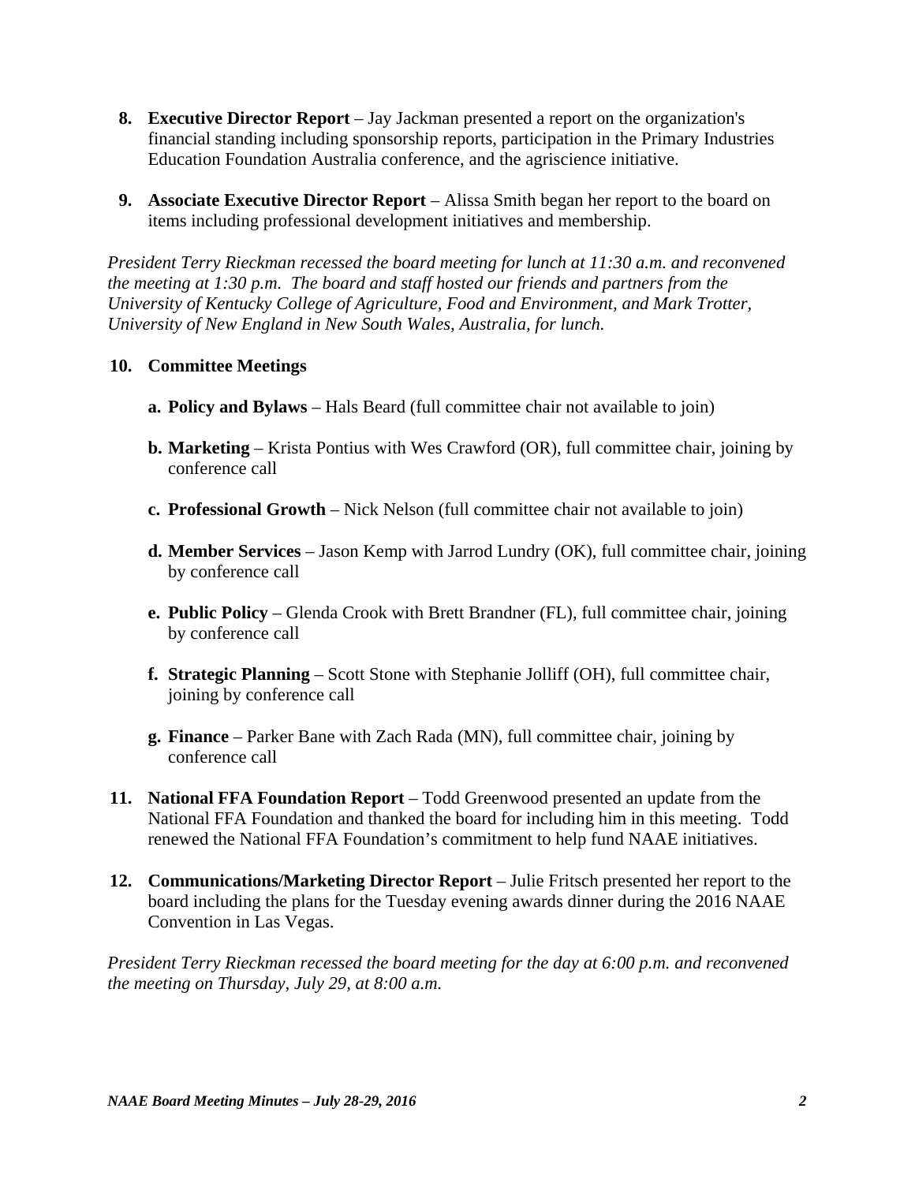8. **Executive Director Report** – Jay Jackman presented a report on the organization's financial standing including sponsorship reports, participation in the Primary Industries Education Foundation Australia conference, and the agriscience initiative.

9. **Associate Executive Director Report** – Alissa Smith began her report to the board on items including professional development initiatives and membership.

*President Terry Rieckman recessed the board meeting for lunch at 11:30 a.m. and reconvened the meeting at 1:30 p.m. The board and staff hosted our friends and partners from the University of Kentucky College of Agriculture, Food and Environment, and Mark Trotter, University of New England in New South Wales, Australia, for lunch.*

10. **Committee Meetings**

    a. **Policy and Bylaws** – Hals Beard (full committee chair not available to join)

    b. **Marketing** – Krista Pontius with Wes Crawford (OR), full committee chair, joining by conference call

    c. **Professional Growth** – Nick Nelson (full committee chair not available to join)

    d. **Member Services** – Jason Kemp with Jarrod Lundry (OK), full committee chair, joining by conference call

    e. **Public Policy** – Glenda Crook with Brett Brandner (FL), full committee chair, joining by conference call

    f. **Strategic Planning** – Scott Stone with Stephanie Jolliff (OH), full committee chair, joining by conference call

    g. **Finance** – Parker Bane with Zach Rada (MN), full committee chair, joining by conference call

11. **National FFA Foundation Report** – Todd Greenwood presented an update from the National FFA Foundation and thanked the board for including him in this meeting. Todd renewed the National FFA Foundation's commitment to help fund NAAE initiatives.

12. **Communications/Marketing Director Report** – Julie Fritsch presented her report to the board including the plans for the Tuesday evening awards dinner during the 2016 NAAE Convention in Las Vegas.

*President Terry Rieckman recessed the board meeting for the day at 6:00 p.m. and reconvened the meeting on Thursday, July 29, at 8:00 a.m.*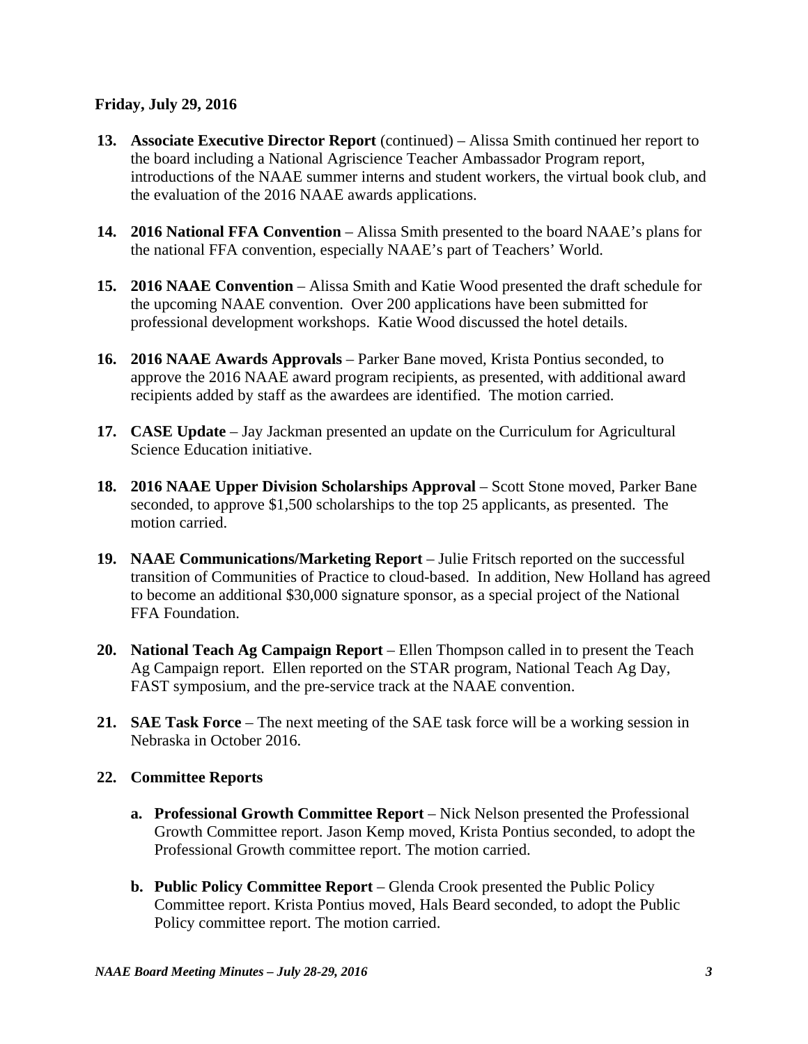**Friday, July 29, 2016**

13. **Associate Executive Director Report** (continued) – Alissa Smith continued her report to the board including a National Agriscience Teacher Ambassador Program report, introductions of the NAAE summer interns and student workers, the virtual book club, and the evaluation of the 2016 NAAE awards applications.

14. **2016 National FFA Convention** – Alissa Smith presented to the board NAAE's plans for the national FFA convention, especially NAAE's part of Teachers' World.

15. **2016 NAAE Convention** – Alissa Smith and Katie Wood presented the draft schedule for the upcoming NAAE convention. Over 200 applications have been submitted for professional development workshops. Katie Wood discussed the hotel details.

16. **2016 NAAE Awards Approvals** – Parker Bane moved, Krista Pontius seconded, to approve the 2016 NAAE award program recipients, as presented, with additional award recipients added by staff as the awardees are identified. The motion carried.

17. **CASE Update** – Jay Jackman presented an update on the Curriculum for Agricultural Science Education initiative.

18. **2016 NAAE Upper Division Scholarships Approval** – Scott Stone moved, Parker Bane seconded, to approve $1,500 scholarships to the top 25 applicants, as presented. The motion carried.

19. **NAAE Communications/Marketing Report** – Julie Fritsch reported on the successful transition of Communities of Practice to cloud-based. In addition, New Holland has agreed to become an additional $30,000 signature sponsor, as a special project of the National FFA Foundation.

20. **National Teach Ag Campaign Report** – Ellen Thompson called in to present the Teach Ag Campaign report. Ellen reported on the STAR program, National Teach Ag Day, FAST symposium, and the pre-service track at the NAAE convention.

21. **SAE Task Force** – The next meeting of the SAE task force will be a working session in Nebraska in October 2016.

22. **Committee Reports**

    a. **Professional Growth Committee Report** – Nick Nelson presented the Professional Growth Committee report. Jason Kemp moved, Krista Pontius seconded, to adopt the Professional Growth committee report. The motion carried.

    b. **Public Policy Committee Report** – Glenda Crook presented the Public Policy Committee report. Krista Pontius moved, Hals Beard seconded, to adopt the Public Policy committee report. The motion carried.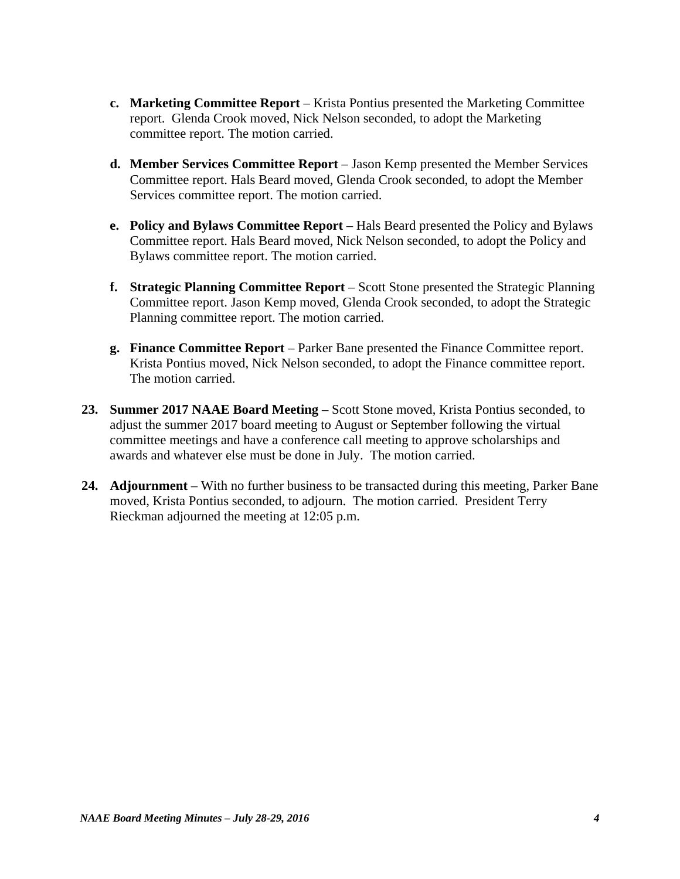c. **Marketing Committee Report** – Krista Pontius presented the Marketing Committee report. Glenda Crook moved, Nick Nelson seconded, to adopt the Marketing committee report. The motion carried.

d. **Member Services Committee Report** – Jason Kemp presented the Member Services Committee report. Hals Beard moved, Glenda Crook seconded, to adopt the Member Services committee report. The motion carried.

e. **Policy and Bylaws Committee Report** – Hals Beard presented the Policy and Bylaws Committee report. Hals Beard moved, Nick Nelson seconded, to adopt the Policy and Bylaws committee report. The motion carried.

f. **Strategic Planning Committee Report** – Scott Stone presented the Strategic Planning Committee report. Jason Kemp moved, Glenda Crook seconded, to adopt the Strategic Planning committee report. The motion carried.

g. **Finance Committee Report** – Parker Bane presented the Finance Committee report. Krista Pontius moved, Nick Nelson seconded, to adopt the Finance committee report. The motion carried.

23. **Summer 2017 NAAE Board Meeting** – Scott Stone moved, Krista Pontius seconded, to adjust the summer 2017 board meeting to August or September following the virtual committee meetings and have a conference call meeting to approve scholarships and awards and whatever else must be done in July. The motion carried.

24. **Adjournment** – With no further business to be transacted during this meeting, Parker Bane moved, Krista Pontius seconded, to adjourn. The motion carried. President Terry Rieckman adjourned the meeting at 12:05 p.m.